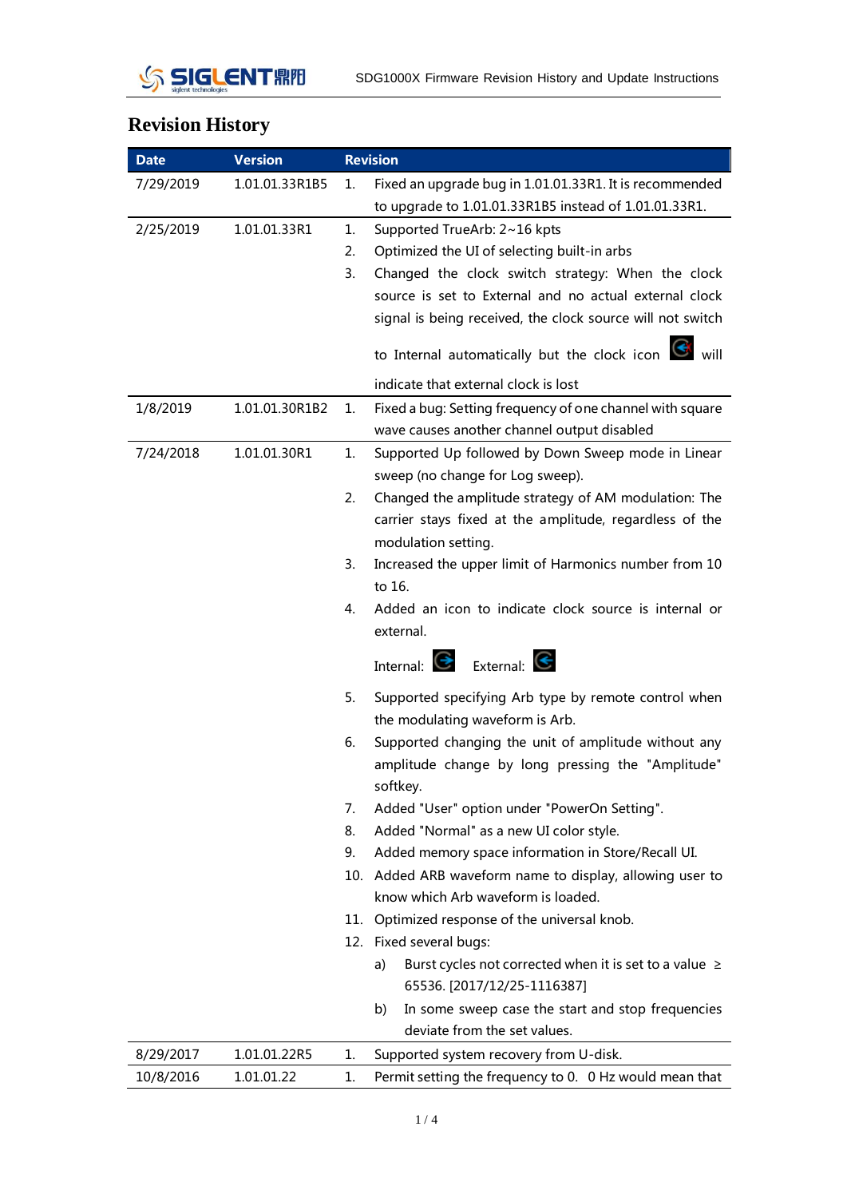## Revision History

| Date | Version | Revision |
|---|---|---|
| 7/29/2019 | 1.01.01.33R1B5 | 1. Fixed an upgrade bug in 1.01.01.33R1. It is recommended to upgrade to 1.01.01.33R1B5 instead of 1.01.01.33R1. |
| 2/25/2019 | 1.01.01.33R1 | 1. Supported TrueArb: 2~16 kpts<br>2. Optimized the UI of selecting built-in arbs<br>3. Changed the clock switch strategy: When the clock source is set to External and no actual external clock signal is being received, the clock source will not switch to Internal automatically but the clock icon will indicate that external clock is lost |
| 1/8/2019 | 1.01.01.30R1B2 | 1. Fixed a bug: Setting frequency of one channel with square wave causes another channel output disabled |
| 7/24/2018 | 1.01.01.30R1 | 1. Supported Up followed by Down Sweep mode in Linear sweep (no change for Log sweep).<br>2. Changed the amplitude strategy of AM modulation: The carrier stays fixed at the amplitude, regardless of the modulation setting.<br>3. Increased the upper limit of Harmonics number from 10 to 16.<br>4. Added an icon to indicate clock source is internal or external.<br>Internal: External:<br>5. Supported specifying Arb type by remote control when the modulating waveform is Arb.<br>6. Supported changing the unit of amplitude without any amplitude change by long pressing the "Amplitude" softkey.<br>7. Added "User" option under "PowerOn Setting".<br>8. Added "Normal" as a new UI color style.<br>9. Added memory space information in Store/Recall UI.<br>10. Added ARB waveform name to display, allowing user to know which Arb waveform is loaded.<br>11. Optimized response of the universal knob.<br>12. Fixed several bugs:<br>a) Burst cycles not corrected when it is set to a value ≥ 65536. [2017/12/25-1116387]<br>b) In some sweep case the start and stop frequencies deviate from the set values. |
| 8/29/2017 | 1.01.01.22R5 | 1. Supported system recovery from U-disk. |
| 10/8/2016 | 1.01.01.22 | 1. Permit setting the frequency to 0. 0 Hz would mean that |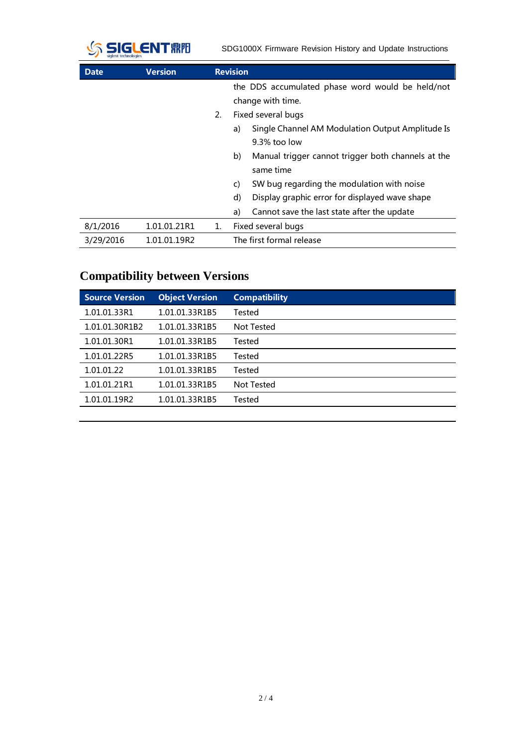| Date | Version | Revision |
|---|---|---|
| | | the DDS accumulated phase word would be held/not change with time.<br>2. Fixed several bugs<br>a) Single Channel AM Modulation Output Amplitude Is 9.3% too low<br>b) Manual trigger cannot trigger both channels at the same time<br>c) SW bug regarding the modulation with noise<br>d) Display graphic error for displayed wave shape<br>a) Cannot save the last state after the update |
| 8/1/2016 | 1.01.01.21R1 | 1. Fixed several bugs |
| 3/29/2016 | 1.01.01.19R2 | The first formal release |

## Compatibility between Versions

| Source Version | Object Version | Compatibility |
|---|---|---|
| 1.01.01.33R1 | 1.01.01.33R1B5 | Tested |
| 1.01.01.30R1B2 | 1.01.01.33R1B5 | Not Tested |
| 1.01.01.30R1 | 1.01.01.33R1B5 | Tested |
| 1.01.01.22R5 | 1.01.01.33R1B5 | Tested |
| 1.01.01.22 | 1.01.01.33R1B5 | Tested |
| 1.01.01.21R1 | 1.01.01.33R1B5 | Not Tested |
| 1.01.01.19R2 | 1.01.01.33R1B5 | Tested |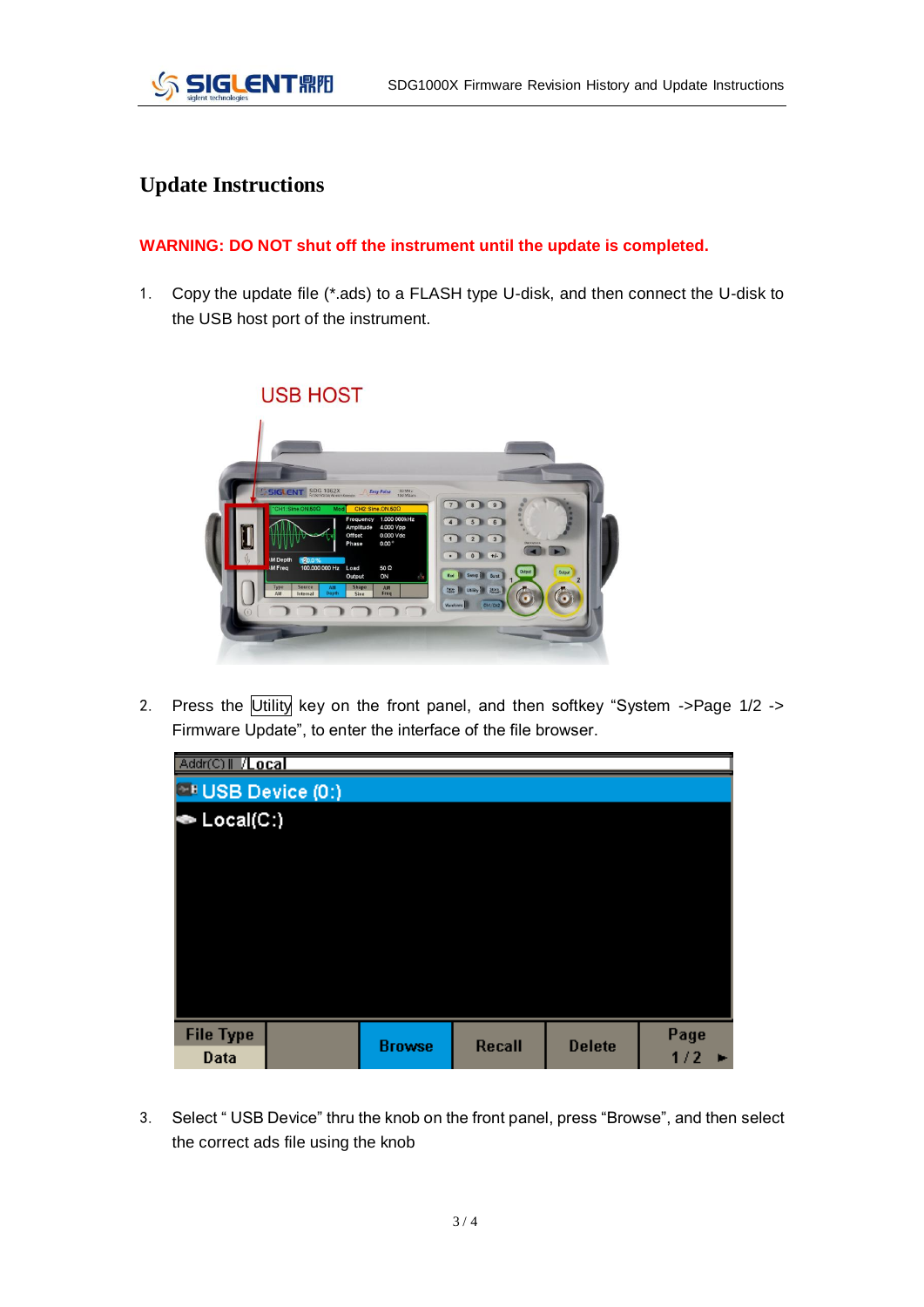## Update Instructions

**WARNING: DO NOT shut off the instrument until the update is completed.**

1. Copy the update file (*.ads) to a FLASH type U-disk, and then connect the U-disk to the USB host port of the instrument.

USB HOST

2. Press the Utility key on the front panel, and then softkey “System ->Page 1/2 -> Firmware Update”, to enter the interface of the file browser.

3. Select “ USB Device” thru the knob on the front panel, press “Browse”, and then select the correct ads file using the knob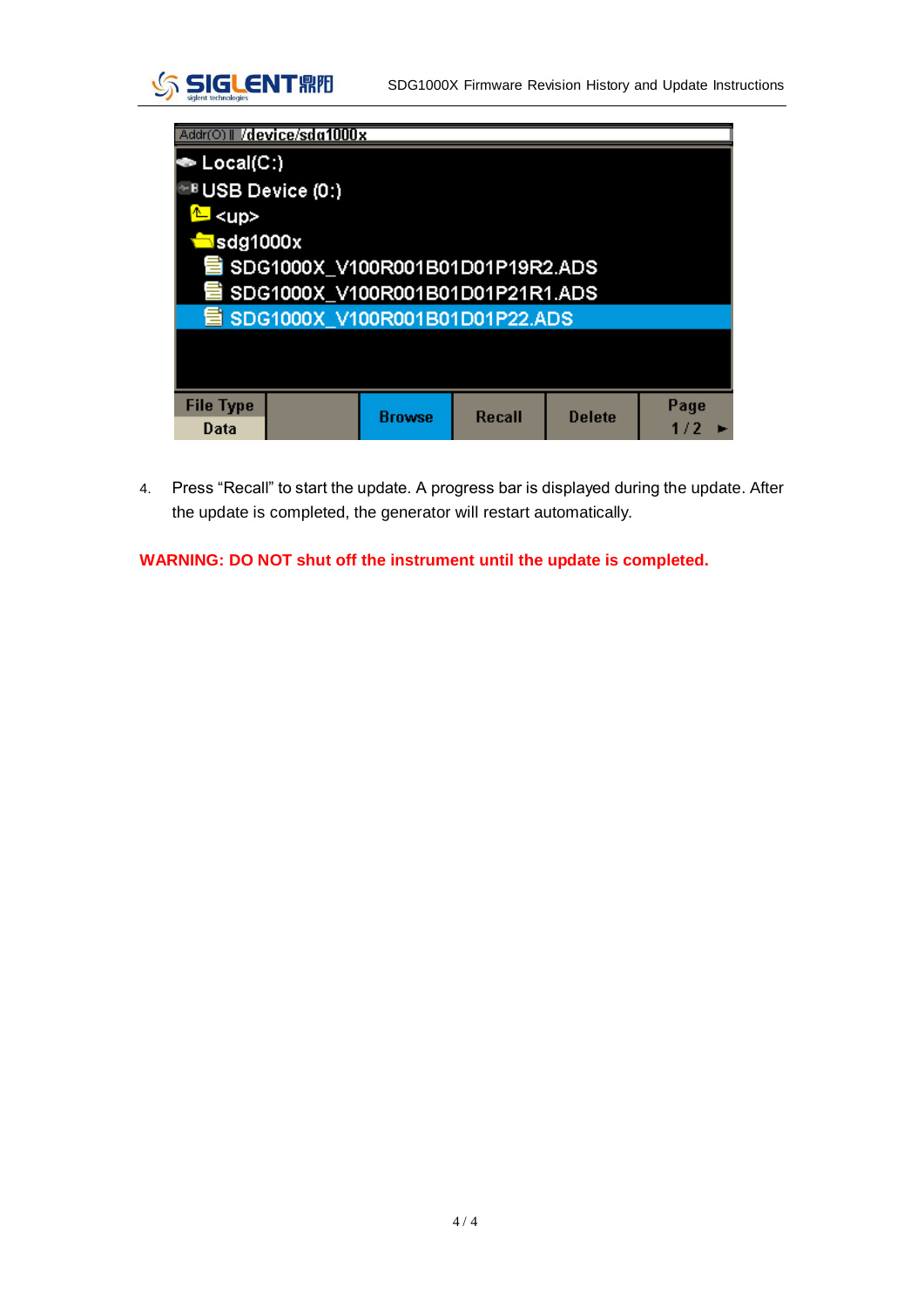4. Press “Recall” to start the update. A progress bar is displayed during the update. After the update is completed, the generator will restart automatically.

**WARNING: DO NOT shut off the instrument until the update is completed.**